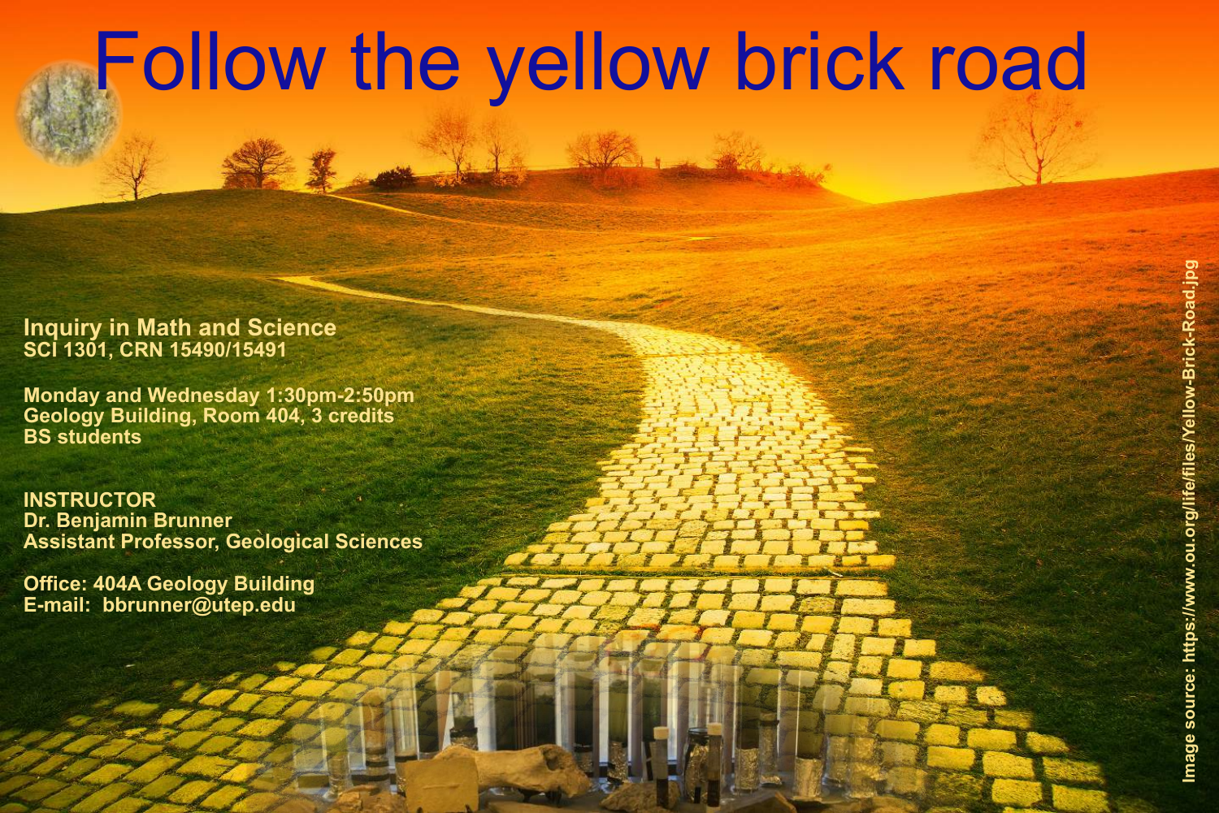# Follow the yellow brick road

**Inquiry in Math and Science**
**SCI 1301, CRN 15490/15491**

**Monday and Wednesday 1:30pm-2:50pm**
**Geology Building, Room 404, 3 credits**
**BS students**

**INSTRUCTOR**
**Dr. Benjamin Brunner**
**Assistant Professor, Geological Sciences**

**Office: 404A Geology Building**
**E-mail: bbrunner@utep.edu**

Image source: https://www.ou.org/life/files/Yellow-Brick-Road.jpg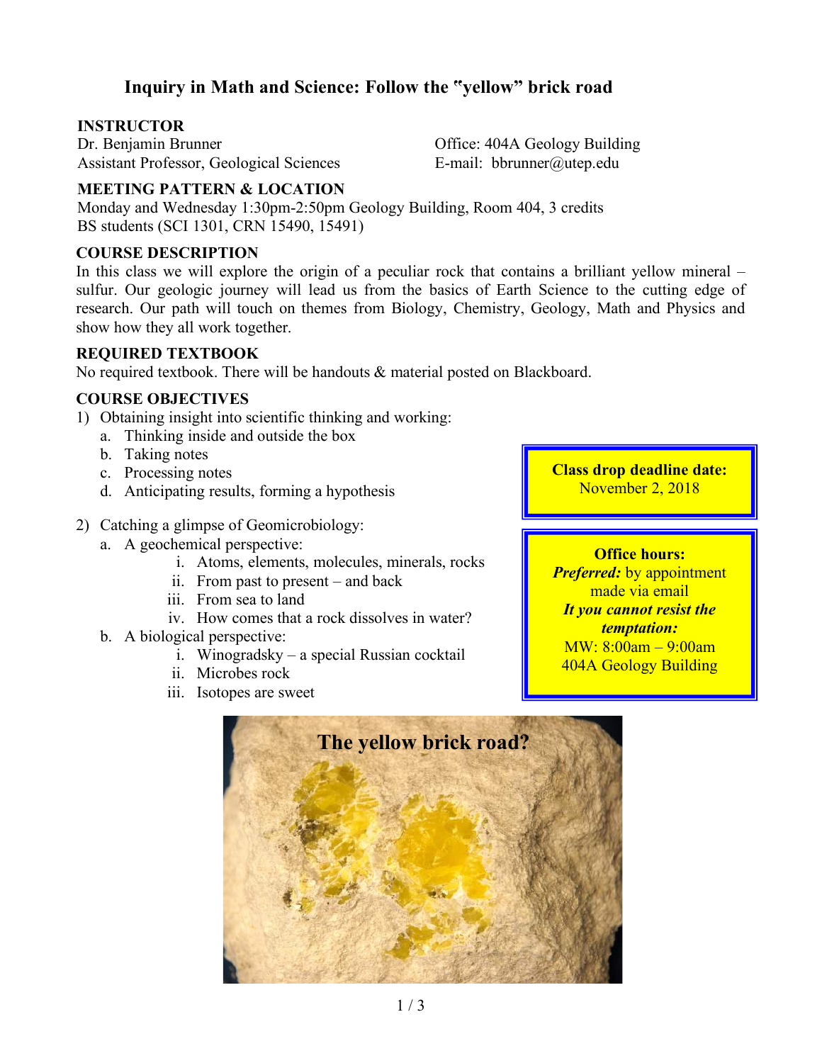# Inquiry in Math and Science: Follow the "yellow" brick road

## INSTRUCTOR

Dr. Benjamin Brunner
Assistant Professor, Geological Sciences

Office: 404A Geology Building
E-mail: bbrunner@utep.edu

## MEETING PATTERN & LOCATION

Monday and Wednesday 1:30pm-2:50pm Geology Building, Room 404, 3 credits
BS students (SCI 1301, CRN 15490, 15491)

## COURSE DESCRIPTION

In this class we will explore the origin of a peculiar rock that contains a brilliant yellow mineral – sulfur. Our geologic journey will lead us from the basics of Earth Science to the cutting edge of research. Our path will touch on themes from Biology, Chemistry, Geology, Math and Physics and show how they all work together.

## REQUIRED TEXTBOOK

No required textbook. There will be handouts & material posted on Blackboard.

## COURSE OBJECTIVES

1) Obtaining insight into scientific thinking and working:
   a. Thinking inside and outside the box
   b. Taking notes
   c. Processing notes
   d. Anticipating results, forming a hypothesis

2) Catching a glimpse of Geomicrobiology:
   a. A geochemical perspective:
      i. Atoms, elements, molecules, minerals, rocks
      ii. From past to present – and back
      iii. From sea to land
      iv. How comes that a rock dissolves in water?
   b. A biological perspective:
      i. Winogradsky – a special Russian cocktail
      ii. Microbes rock
      iii. Isotopes are sweet

**Class drop deadline date:**
November 2, 2018

**Office hours:**
***Preferred:*** by appointment made via email
***It you cannot resist the temptation:***
MW: 8:00am – 9:00am
404A Geology Building

**The yellow brick road?**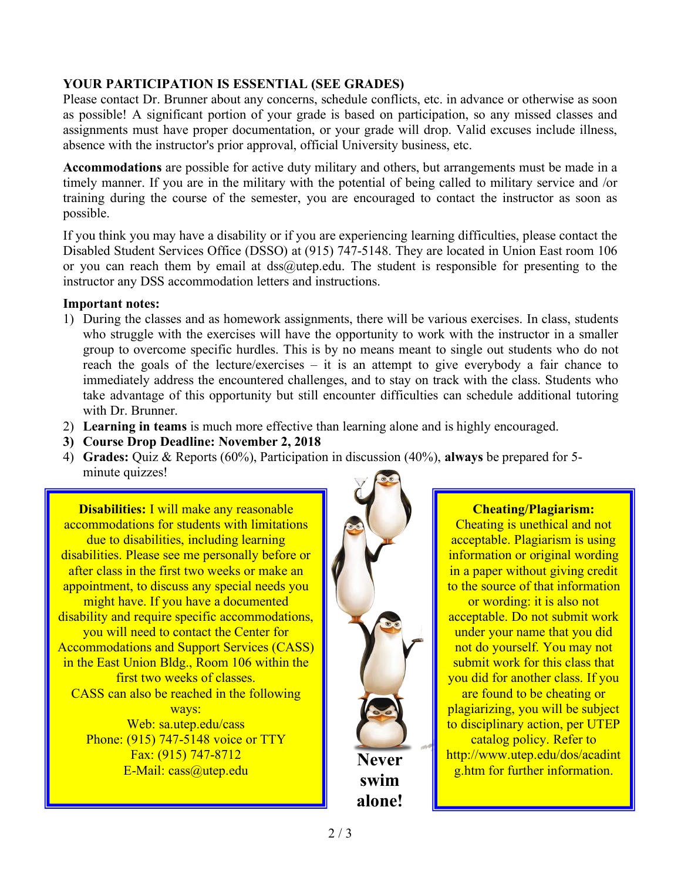**YOUR PARTICIPATION IS ESSENTIAL (SEE GRADES)**

Please contact Dr. Brunner about any concerns, schedule conflicts, etc. in advance or otherwise as soon as possible! A significant portion of your grade is based on participation, so any missed classes and assignments must have proper documentation, or your grade will drop. Valid excuses include illness, absence with the instructor's prior approval, official University business, etc.

**Accommodations** are possible for active duty military and others, but arrangements must be made in a timely manner. If you are in the military with the potential of being called to military service and /or training during the course of the semester, you are encouraged to contact the instructor as soon as possible.

If you think you may have a disability or if you are experiencing learning difficulties, please contact the Disabled Student Services Office (DSSO) at (915) 747-5148. They are located in Union East room 106 or you can reach them by email at dss@utep.edu. The student is responsible for presenting to the instructor any DSS accommodation letters and instructions.

**Important notes:**

1) During the classes and as homework assignments, there will be various exercises. In class, students who struggle with the exercises will have the opportunity to work with the instructor in a smaller group to overcome specific hurdles. This is by no means meant to single out students who do not reach the goals of the lecture/exercises – it is an attempt to give everybody a fair chance to immediately address the encountered challenges, and to stay on track with the class. Students who take advantage of this opportunity but still encounter difficulties can schedule additional tutoring with Dr. Brunner.
2) **Learning in teams** is much more effective than learning alone and is highly encouraged.
3) **Course Drop Deadline: November 2, 2018**
4) **Grades:** Quiz & Reports (60%), Participation in discussion (40%), **always** be prepared for 5-minute quizzes!

**Disabilities:** I will make any reasonable accommodations for students with limitations due to disabilities, including learning disabilities. Please see me personally before or after class in the first two weeks or make an appointment, to discuss any special needs you might have. If you have a documented disability and require specific accommodations, you will need to contact the Center for Accommodations and Support Services (CASS) in the East Union Bldg., Room 106 within the first two weeks of classes.
CASS can also be reached in the following ways:
Web: sa.utep.edu/cass
Phone: (915) 747-5148 voice or TTY
Fax: (915) 747-8712
E-Mail: cass@utep.edu

**Never swim alone!**

**Cheating/Plagiarism:**
Cheating is unethical and not acceptable. Plagiarism is using information or original wording in a paper without giving credit to the source of that information or wording: it is also not acceptable. Do not submit work under your name that you did not do yourself. You may not submit work for this class that you did for another class. If you are found to be cheating or plagiarizing, you will be subject to disciplinary action, per UTEP catalog policy. Refer to http://www.utep.edu/dos/acadintg.htm for further information.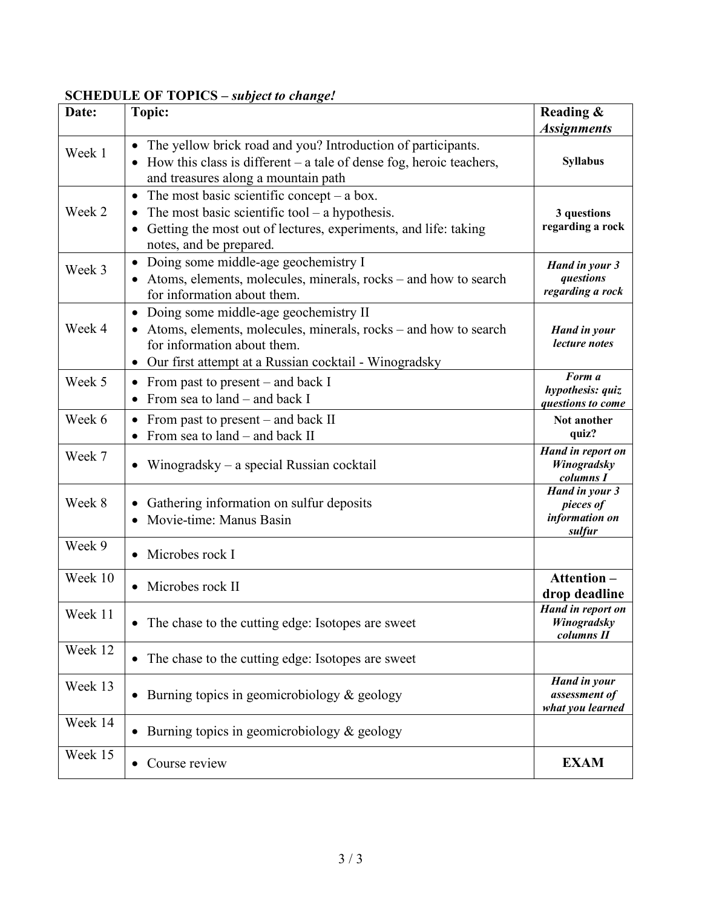**SCHEDULE OF TOPICS –** ***subject to change!***

| Date: | Topic: | Reading & *Assignments* |
|---|---|---|
| Week 1 | • The yellow brick road and you? Introduction of participants.<br>• How this class is different – a tale of dense fog, heroic teachers, and treasures along a mountain path | **Syllabus** |
| Week 2 | • The most basic scientific concept – a box.<br>• The most basic scientific tool – a hypothesis.<br>• Getting the most out of lectures, experiments, and life: taking notes, and be prepared. | **3 questions regarding a rock** |
| Week 3 | • Doing some middle-age geochemistry I<br>• Atoms, elements, molecules, minerals, rocks – and how to search for information about them. | ***Hand in your 3 questions regarding a rock*** |
| Week 4 | • Doing some middle-age geochemistry II<br>• Atoms, elements, molecules, minerals, rocks – and how to search for information about them.<br>• Our first attempt at a Russian cocktail - Winogradsky | ***Hand in your lecture notes*** |
| Week 5 | • From past to present – and back I<br>• From sea to land – and back I | ***Form a hypothesis: quiz questions to come*** |
| Week 6 | • From past to present – and back II<br>• From sea to land – and back II | **Not another quiz?** |
| Week 7 | • Winogradsky – a special Russian cocktail | ***Hand in report on Winogradsky columns I*** |
| Week 8 | • Gathering information on sulfur deposits<br>• Movie-time: Manus Basin | ***Hand in your 3 pieces of information on sulfur*** |
| Week 9 | • Microbes rock I | |
| Week 10 | • Microbes rock II | **Attention – drop deadline** |
| Week 11 | • The chase to the cutting edge: Isotopes are sweet | ***Hand in report on Winogradsky columns II*** |
| Week 12 | • The chase to the cutting edge: Isotopes are sweet | |
| Week 13 | • Burning topics in geomicrobiology & geology | ***Hand in your assessment of what you learned*** |
| Week 14 | • Burning topics in geomicrobiology & geology | |
| Week 15 | • Course review | **EXAM** |